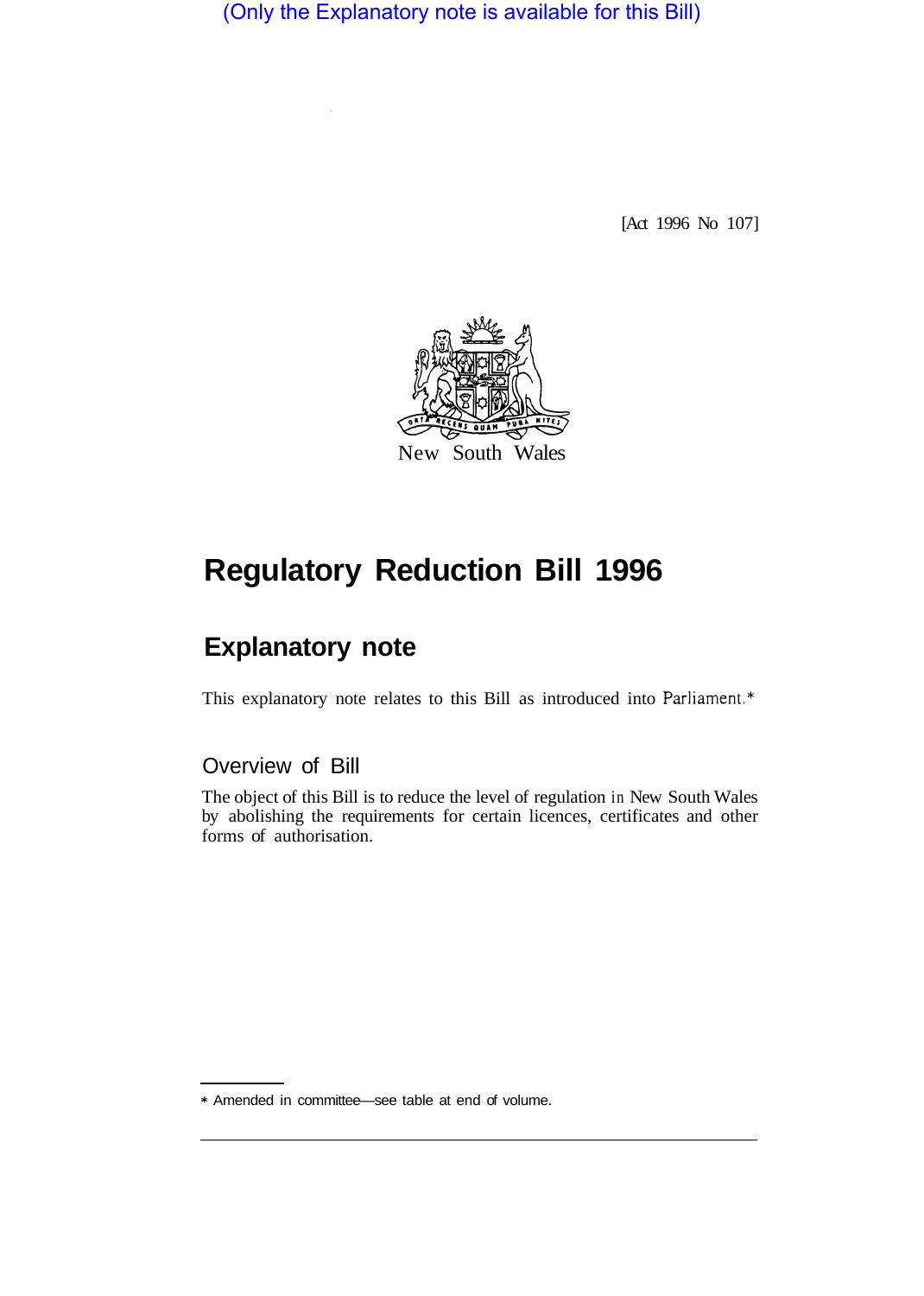(Only the Explanatory note is available for this Bill)

[Act 1996 No 107]

New South Wales

# Regulatory Reduction Bill 1996

## Explanatory note

This explanatory note relates to this Bill as introduced into Parliament.*

### Overview of Bill

The object of this Bill is to reduce the level of regulation in New South Wales by abolishing the requirements for certain licences, certificates and other forms of authorisation.

* Amended in committee—see table at end of volume.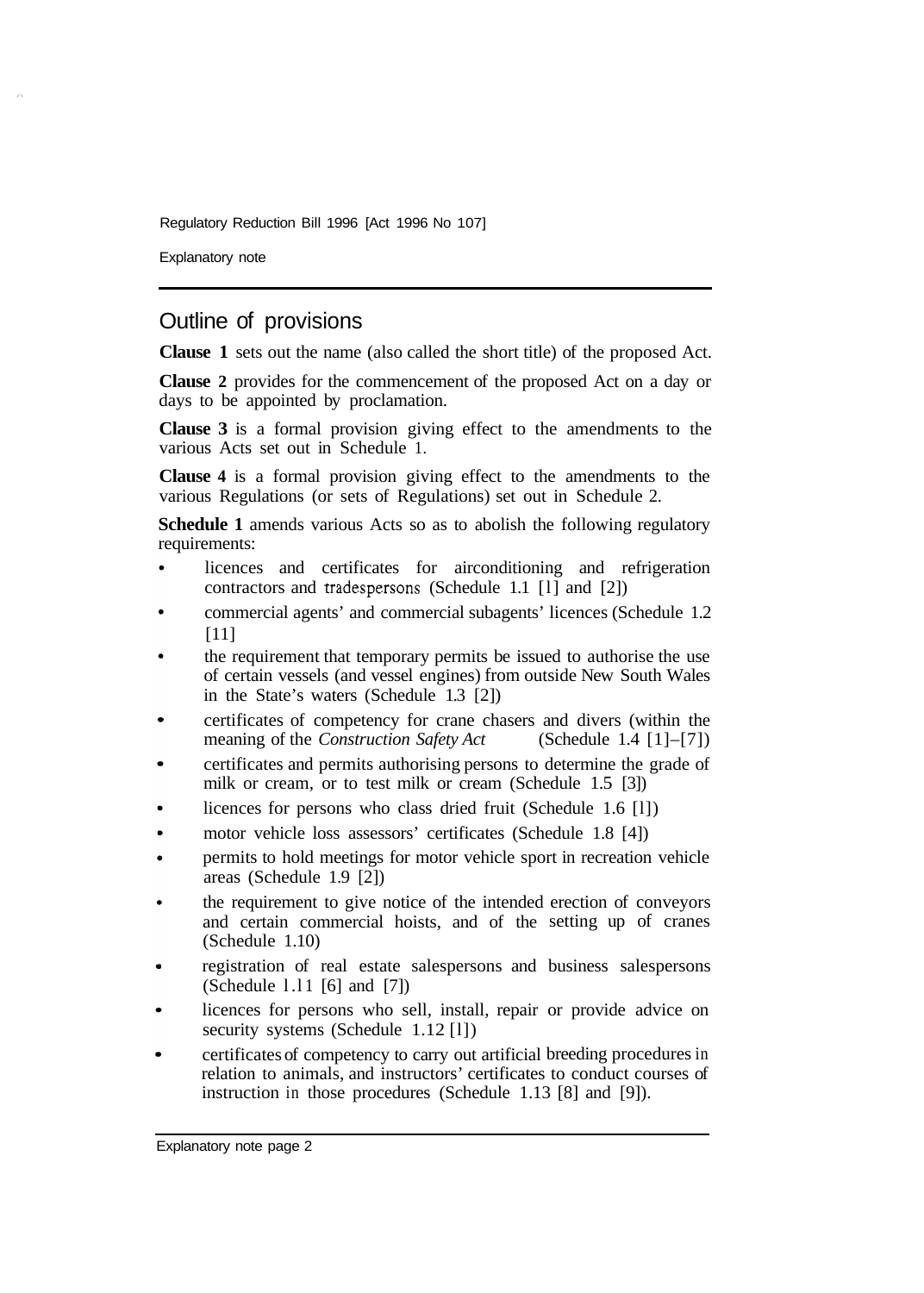## Outline of provisions

**Clause 1** sets out the name (also called the short title) of the proposed Act.

**Clause 2** provides for the commencement of the proposed Act on a day or days to be appointed by proclamation.

**Clause 3** is a formal provision giving effect to the amendments to the various Acts set out in Schedule 1.

**Clause 4** is a formal provision giving effect to the amendments to the various Regulations (or sets of Regulations) set out in Schedule 2.

**Schedule 1** amends various Acts so as to abolish the following regulatory requirements:

- licences and certificates for airconditioning and refrigeration contractors and tradespersons (Schedule 1.1 [1] and [2])
- commercial agents' and commercial subagents' licences (Schedule 1.2 [1])
- the requirement that temporary permits be issued to authorise the use of certain vessels (and vessel engines) from outside New South Wales in the State's waters (Schedule 1.3 [2])
- certificates of competency for crane chasers and divers (within the meaning of the *Construction Safety Act* (Schedule 1.4 [1]–[7])
- certificates and permits authorising persons to determine the grade of milk or cream, or to test milk or cream (Schedule 1.5 [3])
- licences for persons who class dried fruit (Schedule 1.6 [1])
- motor vehicle loss assessors' certificates (Schedule 1.8 [4])
- permits to hold meetings for motor vehicle sport in recreation vehicle areas (Schedule 1.9 [2])
- the requirement to give notice of the intended erection of conveyors and certain commercial hoists, and of the setting up of cranes (Schedule 1.10)
- registration of real estate salespersons and business salespersons (Schedule 1.11 [6] and [7])
- licences for persons who sell, install, repair or provide advice on security systems (Schedule 1.12 [1])
- certificates of competency to carry out artificial breeding procedures in relation to animals, and instructors' certificates to conduct courses of instruction in those procedures (Schedule 1.13 [8] and [9]).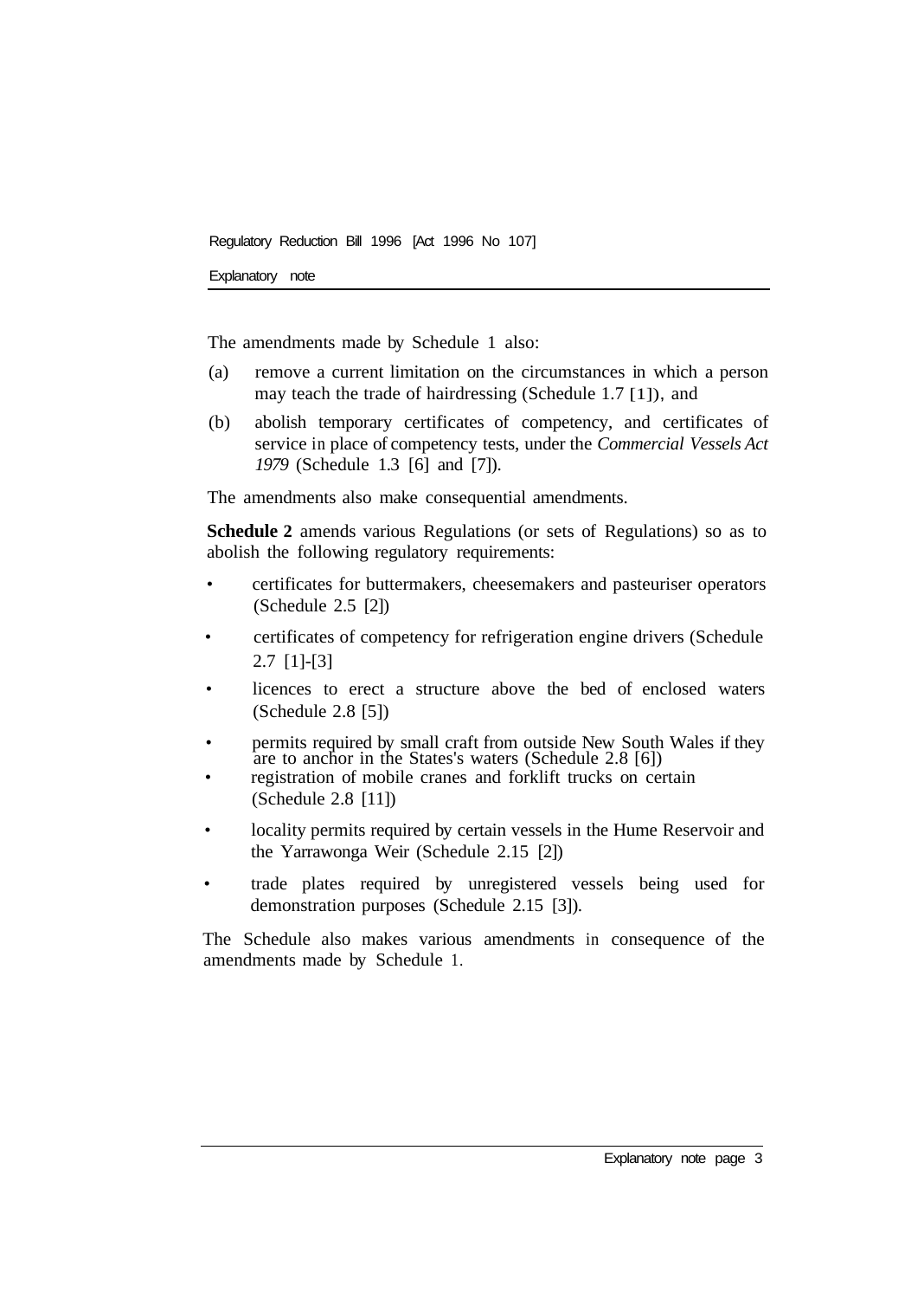The amendments made by Schedule 1 also:

(a) remove a current limitation on the circumstances in which a person may teach the trade of hairdressing (Schedule 1.7 [1]), and

(b) abolish temporary certificates of competency, and certificates of service in place of competency tests, under the *Commercial Vessels Act 1979* (Schedule 1.3 [6] and [7]).

The amendments also make consequential amendments.

**Schedule 2** amends various Regulations (or sets of Regulations) so as to abolish the following regulatory requirements:

- certificates for buttermakers, cheesemakers and pasteuriser operators (Schedule 2.5 [2])
- certificates of competency for refrigeration engine drivers (Schedule 2.7 [1]-[3]
- licences to erect a structure above the bed of enclosed waters (Schedule 2.8 [5])
- permits required by small craft from outside New South Wales if they are to anchor in the States's waters (Schedule 2.8 [6])
- registration of mobile cranes and forklift trucks on certain (Schedule 2.8 [11])
- locality permits required by certain vessels in the Hume Reservoir and the Yarrawonga Weir (Schedule 2.15 [2])
- trade plates required by unregistered vessels being used for demonstration purposes (Schedule 2.15 [3]).

The Schedule also makes various amendments in consequence of the amendments made by Schedule 1.